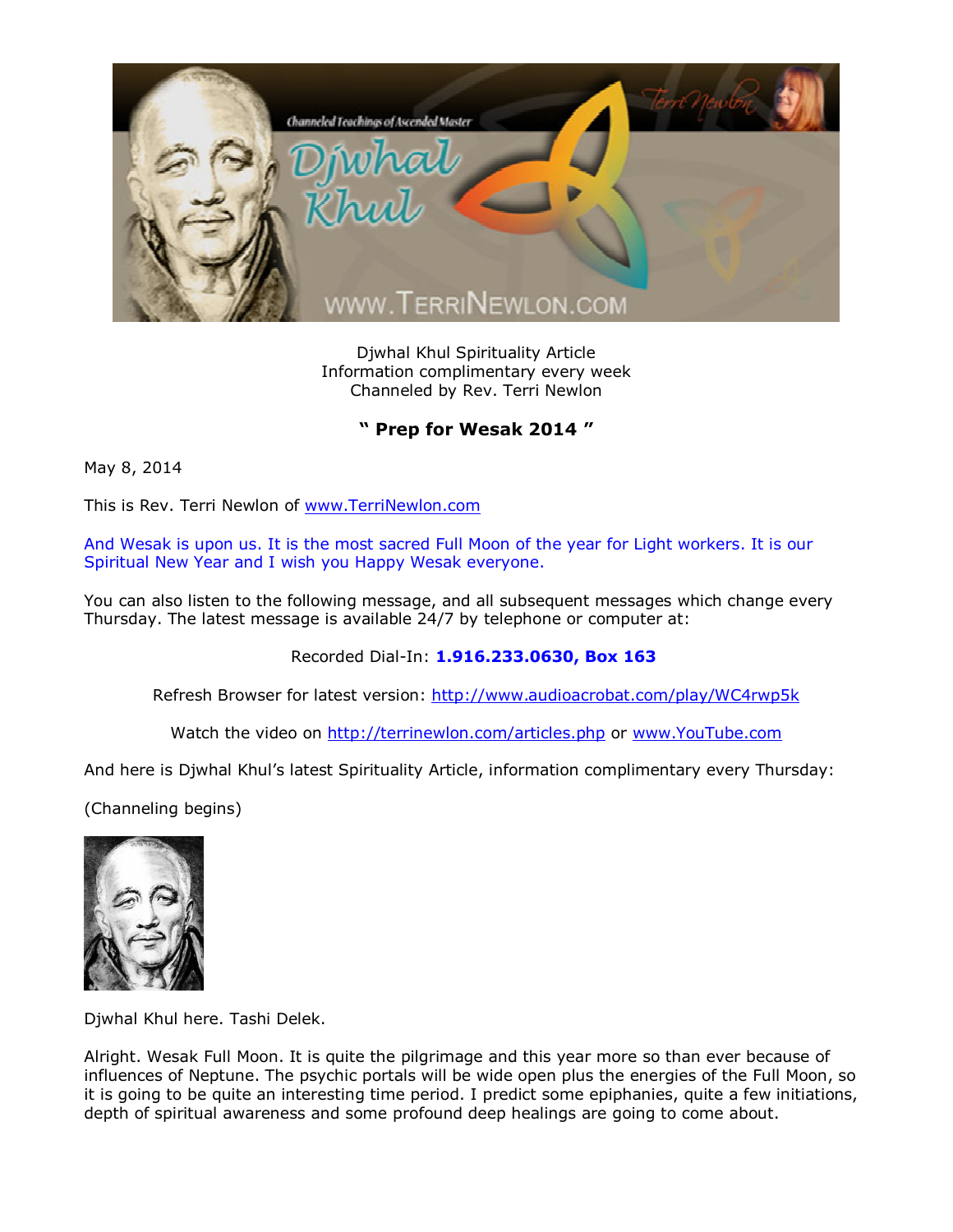Djwhal Khul Spirituality Article
Information complimentary every week
Channeled by Rev. Terri Newlon

## " Prep for Wesak 2014 "

May 8, 2014

This is Rev. Terri Newlon of www.TerriNewlon.com

And Wesak is upon us. It is the most sacred Full Moon of the year for Light workers. It is our Spiritual New Year and I wish you Happy Wesak everyone.

You can also listen to the following message, and all subsequent messages which change every Thursday. The latest message is available 24/7 by telephone or computer at:

Recorded Dial-In: **1.916.233.0630, Box 163**

Refresh Browser for latest version: http://www.audioacrobat.com/play/WC4rwp5k

Watch the video on http://terrinewlon.com/articles.php or www.YouTube.com

And here is Djwhal Khul's latest Spirituality Article, information complimentary every Thursday:

(Channeling begins)

Djwhal Khul here. Tashi Delek.

Alright. Wesak Full Moon. It is quite the pilgrimage and this year more so than ever because of influences of Neptune. The psychic portals will be wide open plus the energies of the Full Moon, so it is going to be quite an interesting time period. I predict some epiphanies, quite a few initiations, depth of spiritual awareness and some profound deep healings are going to come about.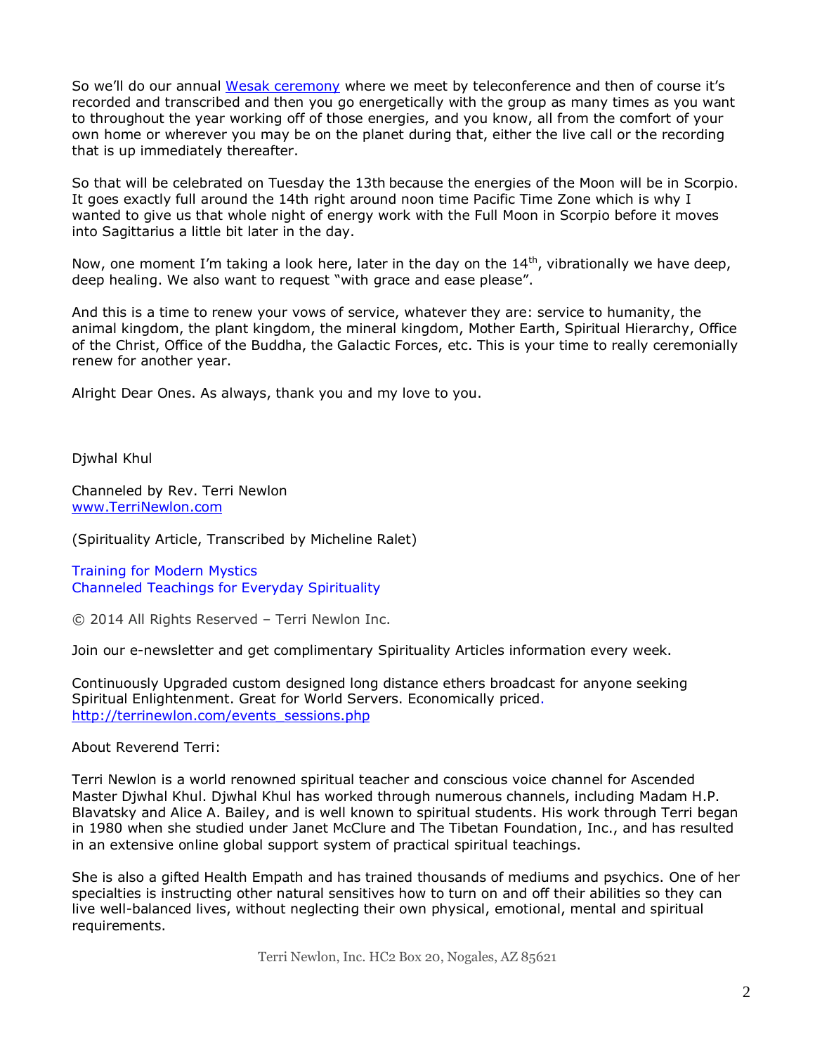So we'll do our annual [Wesak ceremony](Wesak ceremony) where we meet by teleconference and then of course it's recorded and transcribed and then you go energetically with the group as many times as you want to throughout the year working off of those energies, and you know, all from the comfort of your own home or wherever you may be on the planet during that, either the live call or the recording that is up immediately thereafter.

So that will be celebrated on Tuesday the 13th because the energies of the Moon will be in Scorpio. It goes exactly full around the 14th right around noon time Pacific Time Zone which is why I wanted to give us that whole night of energy work with the Full Moon in Scorpio before it moves into Sagittarius a little bit later in the day.

Now, one moment I'm taking a look here, later in the day on the 14th, vibrationally we have deep, deep healing. We also want to request "with grace and ease please".

And this is a time to renew your vows of service, whatever they are: service to humanity, the animal kingdom, the plant kingdom, the mineral kingdom, Mother Earth, Spiritual Hierarchy, Office of the Christ, Office of the Buddha, the Galactic Forces, etc. This is your time to really ceremonially renew for another year.

Alright Dear Ones. As always, thank you and my love to you.

Djwhal Khul

Channeled by Rev. Terri Newlon
[www.TerriNewlon.com](www.TerriNewlon.com)

(Spirituality Article, Transcribed by Micheline Ralet)

Training for Modern Mystics
Channeled Teachings for Everyday Spirituality

© 2014 All Rights Reserved – Terri Newlon Inc.

Join our e-newsletter and get complimentary Spirituality Articles information every week.

Continuously Upgraded custom designed long distance ethers broadcast for anyone seeking Spiritual Enlightenment. Great for World Servers. Economically priced.
[http://terrinewlon.com/events_sessions.php](http://terrinewlon.com/events_sessions.php)

About Reverend Terri:

Terri Newlon is a world renowned spiritual teacher and conscious voice channel for Ascended Master Djwhal Khul. Djwhal Khul has worked through numerous channels, including Madam H.P. Blavatsky and Alice A. Bailey, and is well known to spiritual students. His work through Terri began in 1980 when she studied under Janet McClure and The Tibetan Foundation, Inc., and has resulted in an extensive online global support system of practical spiritual teachings.

She is also a gifted Health Empath and has trained thousands of mediums and psychics. One of her specialties is instructing other natural sensitives how to turn on and off their abilities so they can live well-balanced lives, without neglecting their own physical, emotional, mental and spiritual requirements.

Terri Newlon, Inc. HC2 Box 20, Nogales, AZ 85621